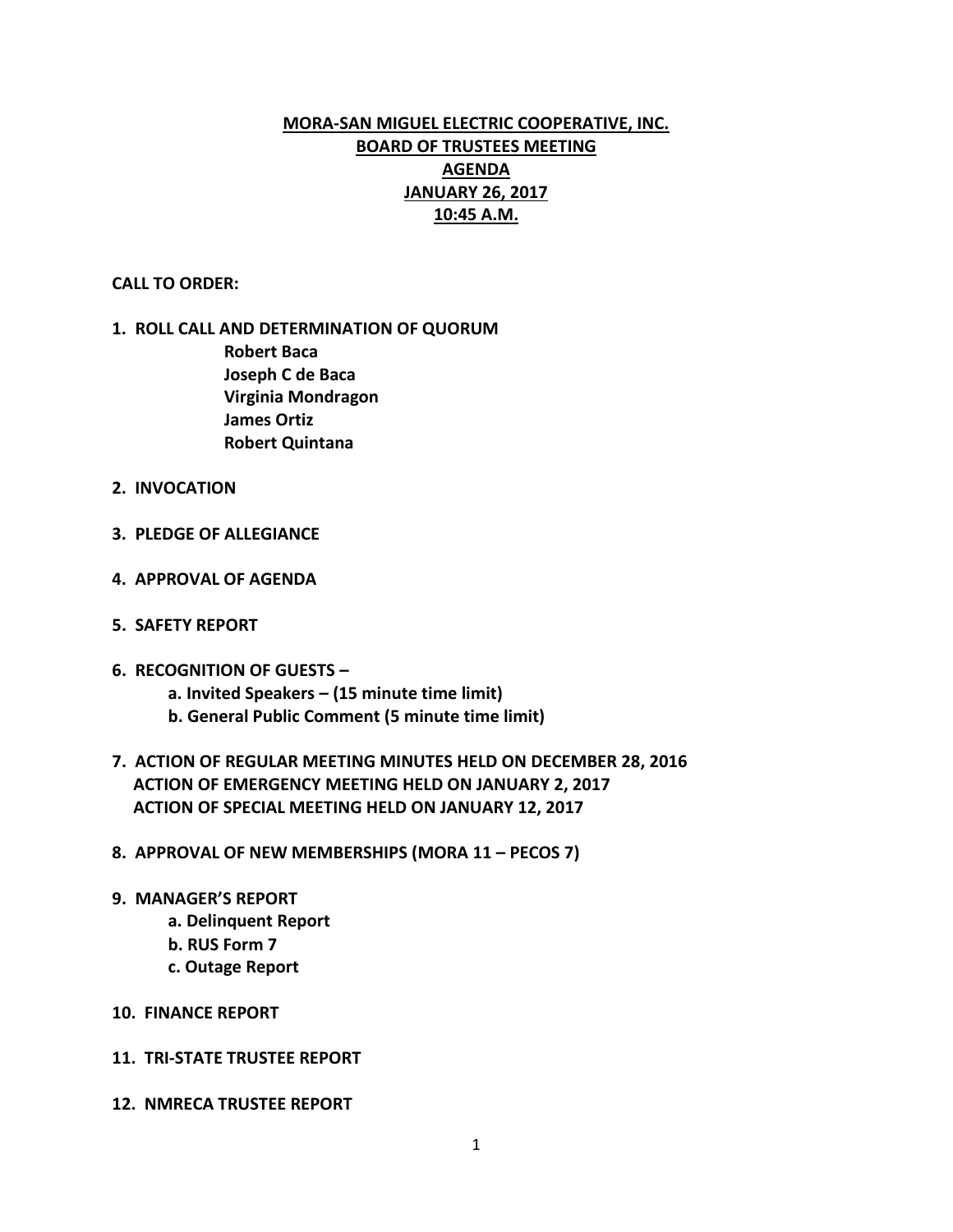# MORA-SAN MIGUEL ELECTRIC COOPERATIVE, INC.
## BOARD OF TRUSTEES MEETING
## AGENDA
## JANUARY 26, 2017
## 10:45 A.M.

**CALL TO ORDER:**

1. **ROLL CALL AND DETERMINATION OF QUORUM**
   - **Robert Baca**
   - **Joseph C de Baca**
   - **Virginia Mondragon**
   - **James Ortiz**
   - **Robert Quintana**

2. **INVOCATION**

3. **PLEDGE OF ALLEGIANCE**

4. **APPROVAL OF AGENDA**

5. **SAFETY REPORT**

6. **RECOGNITION OF GUESTS –**
   - **a. Invited Speakers – (15 minute time limit)**
   - **b. General Public Comment (5 minute time limit)**

7. **ACTION OF REGULAR MEETING MINUTES HELD ON DECEMBER 28, 2016**
   **ACTION OF EMERGENCY MEETING HELD ON JANUARY 2, 2017**
   **ACTION OF SPECIAL MEETING HELD ON JANUARY 12, 2017**

8. **APPROVAL OF NEW MEMBERSHIPS (MORA 11 – PECOS 7)**

9. **MANAGER'S REPORT**
   - **a. Delinquent Report**
   - **b. RUS Form 7**
   - **c. Outage Report**

10. **FINANCE REPORT**

11. **TRI-STATE TRUSTEE REPORT**

12. **NMRECA TRUSTEE REPORT**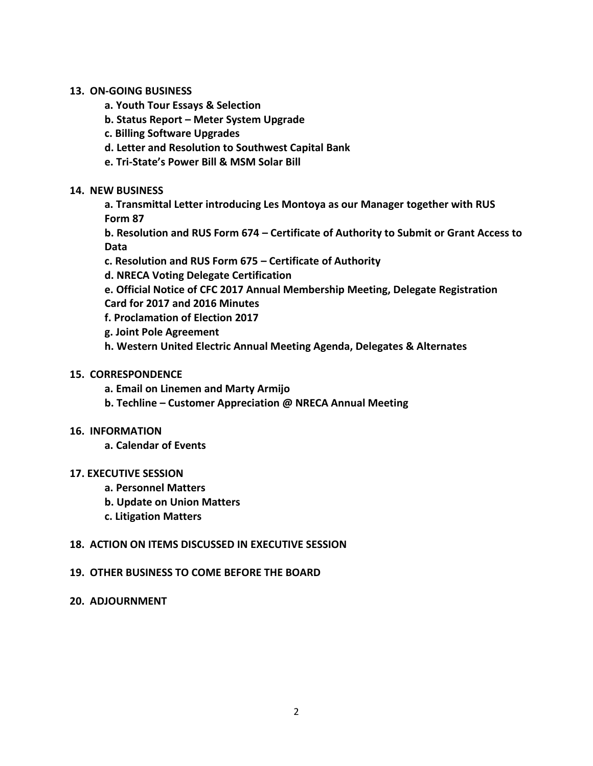**13. ON-GOING BUSINESS**

**a. Youth Tour Essays & Selection**

**b. Status Report – Meter System Upgrade**

**c. Billing Software Upgrades**

**d. Letter and Resolution to Southwest Capital Bank**

**e. Tri-State's Power Bill & MSM Solar Bill**

**14. NEW BUSINESS**

**a. Transmittal Letter introducing Les Montoya as our Manager together with RUS Form 87**

**b. Resolution and RUS Form 674 – Certificate of Authority to Submit or Grant Access to Data**

**c. Resolution and RUS Form 675 – Certificate of Authority**

**d. NRECA Voting Delegate Certification**

**e. Official Notice of CFC 2017 Annual Membership Meeting, Delegate Registration Card for 2017 and 2016 Minutes**

**f. Proclamation of Election 2017**

**g. Joint Pole Agreement**

**h. Western United Electric Annual Meeting Agenda, Delegates & Alternates**

**15. CORRESPONDENCE**

**a. Email on Linemen and Marty Armijo**

**b. Techline – Customer Appreciation @ NRECA Annual Meeting**

**16. INFORMATION**

**a. Calendar of Events**

**17. EXECUTIVE SESSION**

**a. Personnel Matters**

**b. Update on Union Matters**

**c. Litigation Matters**

**18. ACTION ON ITEMS DISCUSSED IN EXECUTIVE SESSION**

**19. OTHER BUSINESS TO COME BEFORE THE BOARD**

**20. ADJOURNMENT**